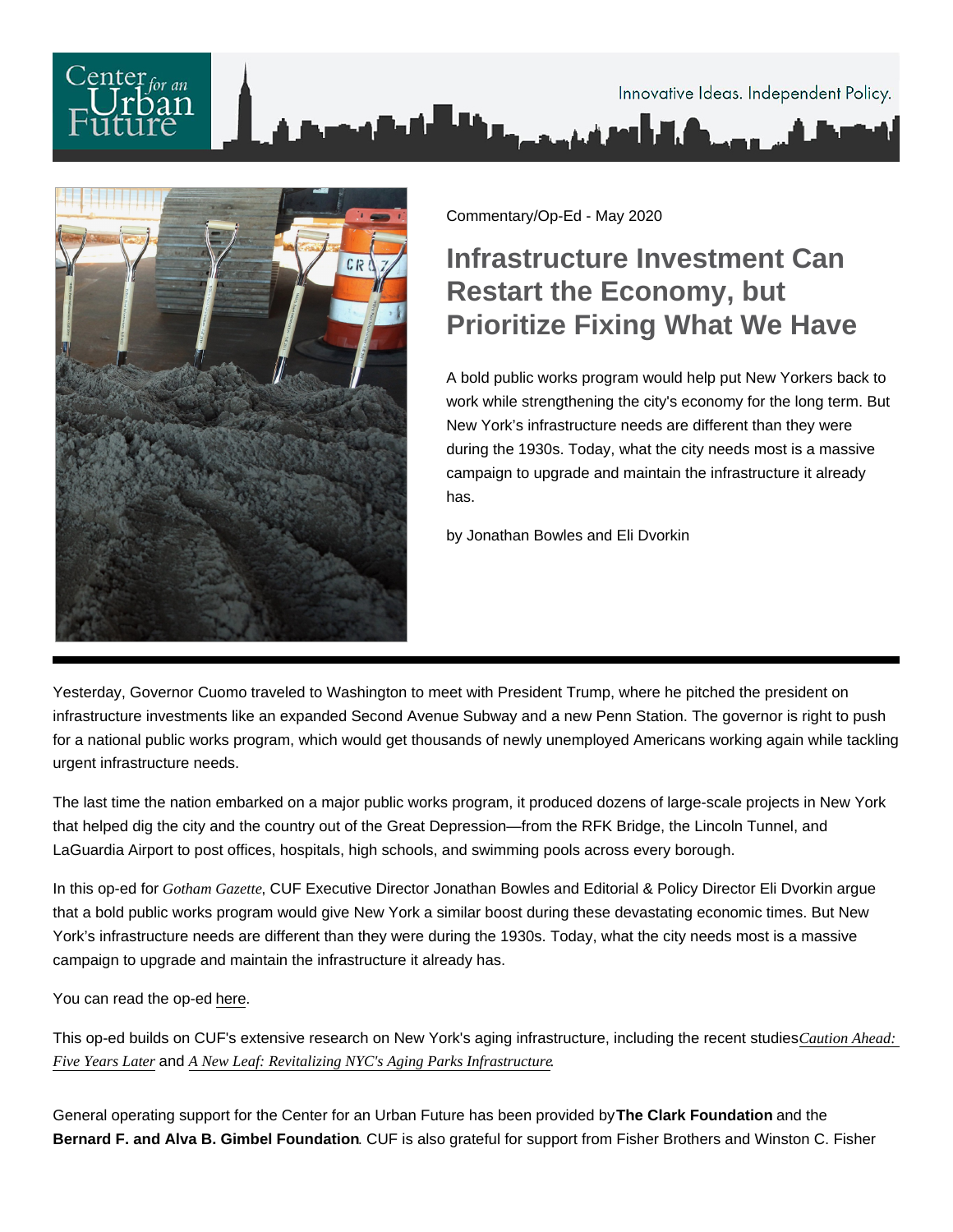Commentary/Op-Ed - May 2020

# Infrastructure Investment Can Restart the Economy, but Prioritize Fixing What We Have

A bold public works program would help put New Yorkers back to work while strengthening the city's economy for the long term. But New York's infrastructure needs are different than they were during the 1930s. Today, what the city needs most is a massive campaign to upgrade and maintain the infrastructure it already has.

by Jonathan Bowles and Eli Dvorkin

---

Yesterday, Governor Cuomo traveled to Washington to meet with President Trump, where he pitched the president on infrastructure investments like an expanded Second Avenue Subway and a new Penn Station. The governor is right to push for a national public works program, which would get thousands of newly unemployed Americans working again while tackling urgent infrastructure needs.

The last time the nation embarked on a major public works program, it produced dozens of large-scale projects in New York that helped dig the city and the country out of the Great Depression—from the RFK Bridge, the Lincoln Tunnel, and LaGuardia Airport to post offices, hospitals, high schools, and swimming pools across every borough.

In this op-ed for *Gotham Gazette*, CUF Executive Director Jonathan Bowles and Editorial & Policy Director Eli Dvorkin argue that a bold public works program would give New York a similar boost during these devastating economic times. But New York's infrastructure needs are different than they were during the 1930s. Today, what the city needs most is a massive campaign to upgrade and maintain the infrastructure it already has.

You can read the op-ed here.

This op-ed builds on CUF's extensive research on New York's aging infrastructure, including the recent studies *Caution Ahead: Five Years Later* and *A New Leaf: Revitalizing NYC's Aging Parks Infrastructure*.

General operating support for the Center for an Urban Future has been provided by **The Clark Foundation** and the **Bernard F. and Alva B. Gimbel Foundation**. CUF is also grateful for support from Fisher Brothers and Winston C. Fisher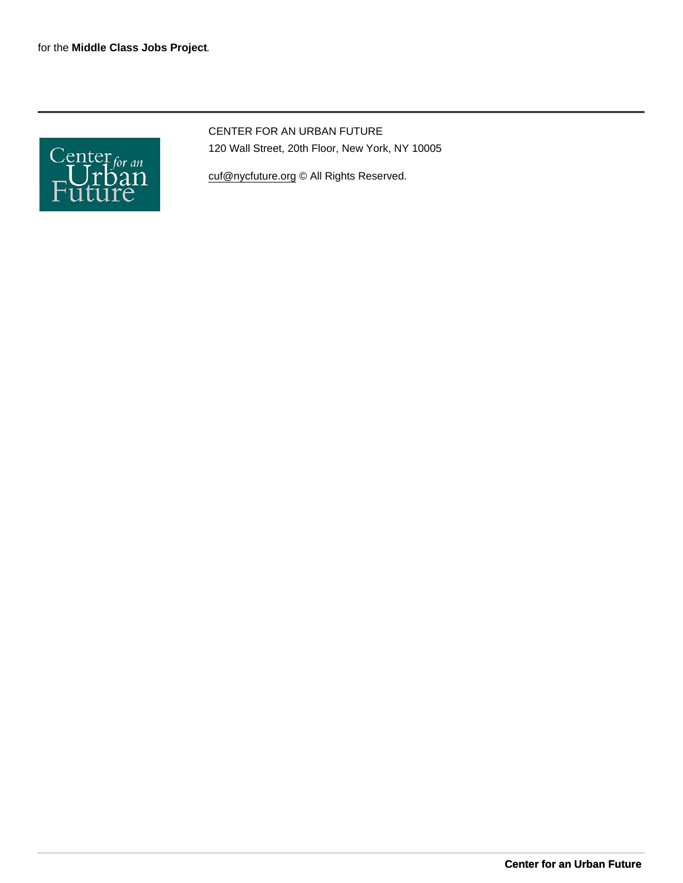for the **Middle Class Jobs Project**.

---

CENTER FOR AN URBAN FUTURE
120 Wall Street, 20th Floor, New York, NY 10005

cuf@nycfuture.org © All Rights Reserved.